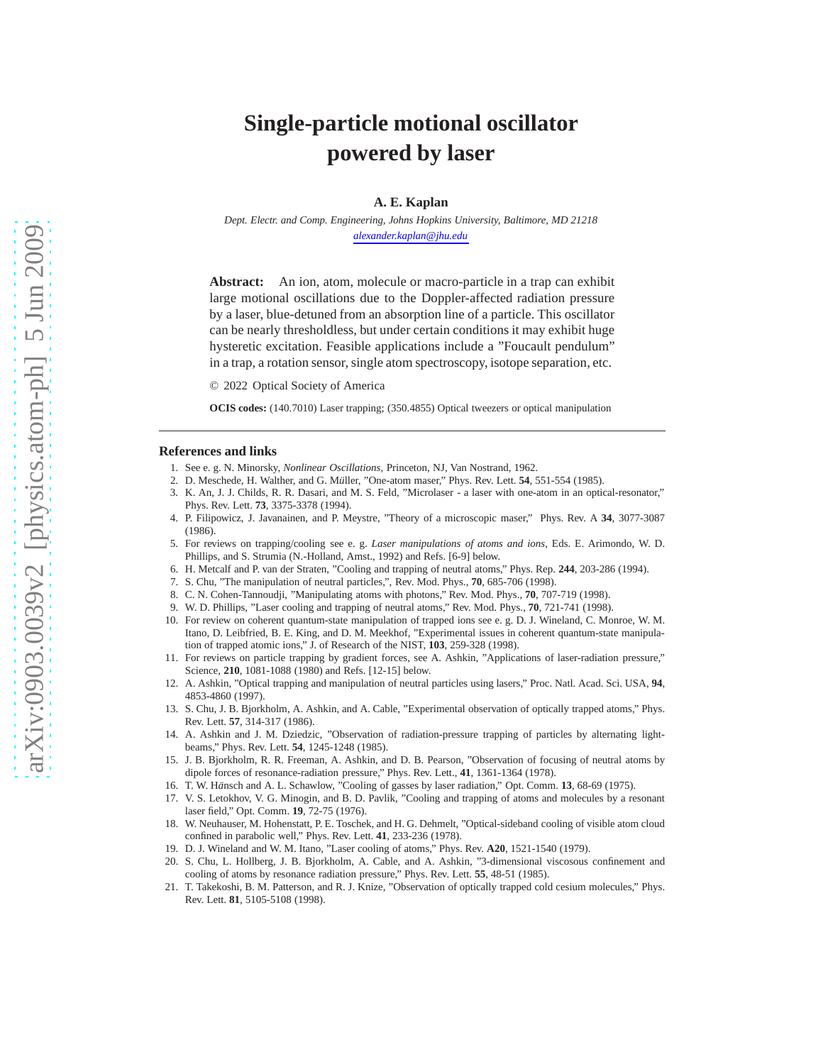# Single-particle motional oscillator powered by laser

**A. E. Kaplan**

*Dept. Electr. and Comp. Engineering, Johns Hopkins University, Baltimore, MD 21218*
*alexander.kaplan@jhu.edu*

**Abstract:** An ion, atom, molecule or macro-particle in a trap can exhibit large motional oscillations due to the Doppler-affected radiation pressure by a laser, blue-detuned from an absorption line of a particle. This oscillator can be nearly thresholdless, but under certain conditions it may exhibit huge hysteretic excitation. Feasible applications include a "Foucault pendulum" in a trap, a rotation sensor, single atom spectroscopy, isotope separation, etc.

© 2022 Optical Society of America

**OCIS codes:** (140.7010) Laser trapping; (350.4855) Optical tweezers or optical manipulation

---

## References and links

1. See e. g. N. Minorsky, *Nonlinear Oscillations*, Princeton, NJ, Van Nostrand, 1962.
2. D. Meschede, H. Walther, and G. Müller, "One-atom maser," Phys. Rev. Lett. **54**, 551-554 (1985).
3. K. An, J. J. Childs, R. R. Dasari, and M. S. Feld, "Microlaser - a laser with one-atom in an optical-resonator," Phys. Rev. Lett. **73**, 3375-3378 (1994).
4. P. Filipowicz, J. Javanainen, and P. Meystre, "Theory of a microscopic maser," Phys. Rev. A **34**, 3077-3087 (1986).
5. For reviews on trapping/cooling see e. g. *Laser manipulations of atoms and ions*, Eds. E. Arimondo, W. D. Phillips, and S. Strumia (N.-Holland, Amst., 1992) and Refs. [6-9] below.
6. H. Metcalf and P. van der Straten, "Cooling and trapping of neutral atoms," Phys. Rep. **244**, 203-286 (1994).
7. S. Chu, "The manipulation of neutral particles,", Rev. Mod. Phys., **70**, 685-706 (1998).
8. C. N. Cohen-Tannoudji, "Manipulating atoms with photons," Rev. Mod. Phys., **70**, 707-719 (1998).
9. W. D. Phillips, "Laser cooling and trapping of neutral atoms," Rev. Mod. Phys., **70**, 721-741 (1998).
10. For review on coherent quantum-state manipulation of trapped ions see e. g. D. J. Wineland, C. Monroe, W. M. Itano, D. Leibfried, B. E. King, and D. M. Meekhof, "Experimental issues in coherent quantum-state manipulation of trapped atomic ions," J. of Research of the NIST, **103**, 259-328 (1998).
11. For reviews on particle trapping by gradient forces, see A. Ashkin, "Applications of laser-radiation pressure," Science, **210**, 1081-1088 (1980) and Refs. [12-15] below.
12. A. Ashkin, "Optical trapping and manipulation of neutral particles using lasers," Proc. Natl. Acad. Sci. USA, **94**, 4853-4860 (1997).
13. S. Chu, J. B. Bjorkholm, A. Ashkin, and A. Cable, "Experimental observation of optically trapped atoms," Phys. Rev. Lett. **57**, 314-317 (1986).
14. A. Ashkin and J. M. Dziedzic, "Observation of radiation-pressure trapping of particles by alternating light-beams," Phys. Rev. Lett. **54**, 1245-1248 (1985).
15. J. B. Bjorkholm, R. R. Freeman, A. Ashkin, and D. B. Pearson, "Observation of focusing of neutral atoms by dipole forces of resonance-radiation pressure," Phys. Rev. Lett., **41**, 1361-1364 (1978).
16. T. W. Hänsch and A. L. Schawlow, "Cooling of gasses by laser radiation," Opt. Comm. **13**, 68-69 (1975).
17. V. S. Letokhov, V. G. Minogin, and B. D. Pavlik, "Cooling and trapping of atoms and molecules by a resonant laser field," Opt. Comm. **19**, 72-75 (1976).
18. W. Neuhauser, M. Hohenstatt, P. E. Toschek, and H. G. Dehmelt, "Optical-sideband cooling of visible atom cloud confined in parabolic well," Phys. Rev. Lett. **41**, 233-236 (1978).
19. D. J. Wineland and W. M. Itano, "Laser cooling of atoms," Phys. Rev. **A20**, 1521-1540 (1979).
20. S. Chu, L. Hollberg, J. B. Bjorkholm, A. Cable, and A. Ashkin, "3-dimensional viscosous confinement and cooling of atoms by resonance radiation pressure," Phys. Rev. Lett. **55**, 48-51 (1985).
21. T. Takekoshi, B. M. Patterson, and R. J. Knize, "Observation of optically trapped cold cesium molecules," Phys. Rev. Lett. **81**, 5105-5108 (1998).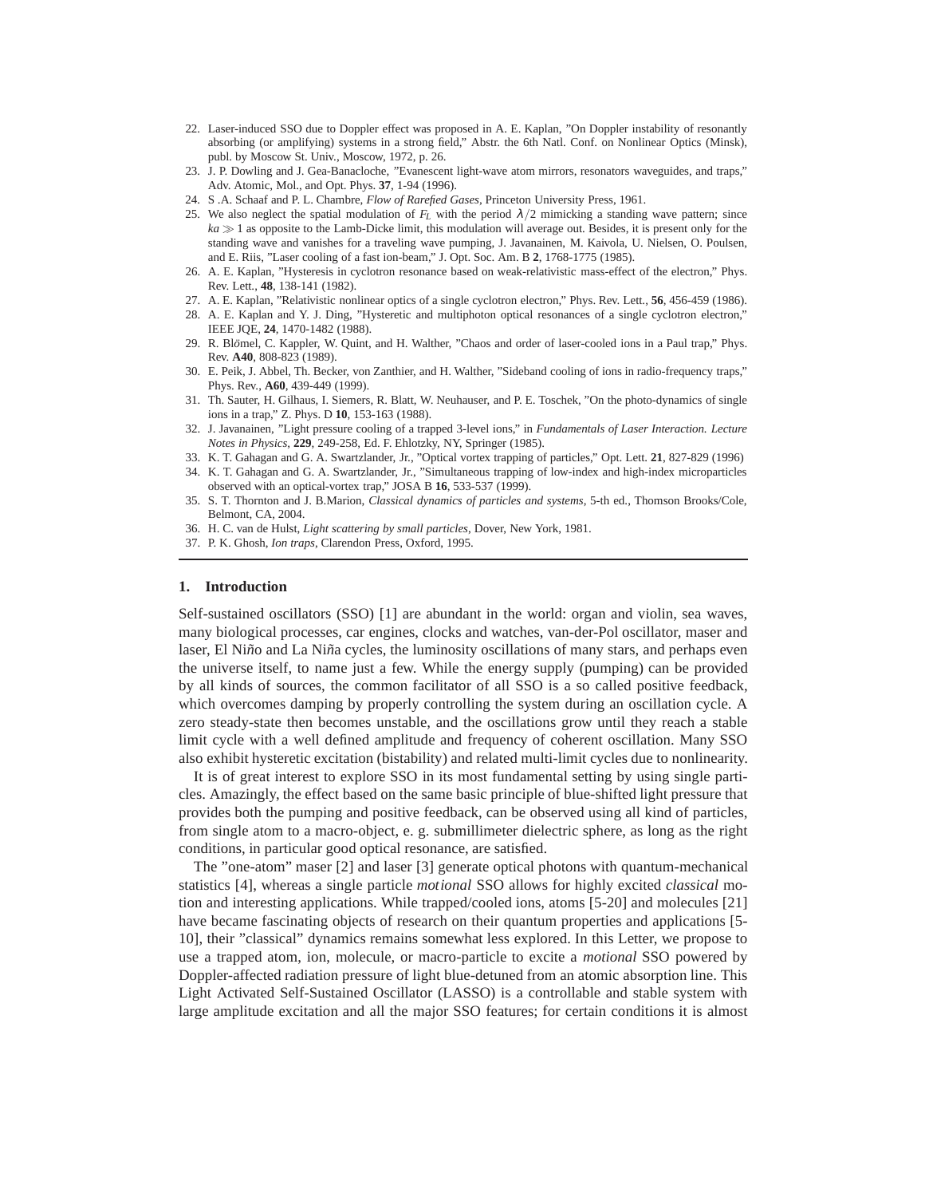22. Laser-induced SSO due to Doppler effect was proposed in A. E. Kaplan, "On Doppler instability of resonantly absorbing (or amplifying) systems in a strong field," Abstr. the 6th Natl. Conf. on Nonlinear Optics (Minsk), publ. by Moscow St. Univ., Moscow, 1972, p. 26.
23. J. P. Dowling and J. Gea-Banacloche, "Evanescent light-wave atom mirrors, resonators waveguides, and traps," Adv. Atomic, Mol., and Opt. Phys. **37**, 1-94 (1996).
24. S .A. Schaaf and P. L. Chambre, *Flow of Rarefied Gases*, Princeton University Press, 1961.
25. We also neglect the spatial modulation of $F_L$ with the period $\lambda/2$ mimicking a standing wave pattern; since $ka \gg 1$ as opposite to the Lamb-Dicke limit, this modulation will average out. Besides, it is present only for the standing wave and vanishes for a traveling wave pumping, J. Javanainen, M. Kaivola, U. Nielsen, O. Poulsen, and E. Riis, "Laser cooling of a fast ion-beam," J. Opt. Soc. Am. B **2**, 1768-1775 (1985).
26. A. E. Kaplan, "Hysteresis in cyclotron resonance based on weak-relativistic mass-effect of the electron," Phys. Rev. Lett., **48**, 138-141 (1982).
27. A. E. Kaplan, "Relativistic nonlinear optics of a single cyclotron electron," Phys. Rev. Lett., **56**, 456-459 (1986).
28. A. E. Kaplan and Y. J. Ding, "Hysteretic and multiphoton optical resonances of a single cyclotron electron," IEEE JQE, **24**, 1470-1482 (1988).
29. R. Blömel, C. Kappler, W. Quint, and H. Walther, "Chaos and order of laser-cooled ions in a Paul trap," Phys. Rev. **A40**, 808-823 (1989).
30. E. Peik, J. Abbel, Th. Becker, von Zanthier, and H. Walther, "Sideband cooling of ions in radio-frequency traps," Phys. Rev., **A60**, 439-449 (1999).
31. Th. Sauter, H. Gilhaus, I. Siemers, R. Blatt, W. Neuhauser, and P. E. Toschek, "On the photo-dynamics of single ions in a trap," Z. Phys. D **10**, 153-163 (1988).
32. J. Javanainen, "Light pressure cooling of a trapped 3-level ions," in *Fundamentals of Laser Interaction. Lecture Notes in Physics*, **229**, 249-258, Ed. F. Ehlotzky, NY, Springer (1985).
33. K. T. Gahagan and G. A. Swartzlander, Jr., "Optical vortex trapping of particles," Opt. Lett. **21**, 827-829 (1996)
34. K. T. Gahagan and G. A. Swartzlander, Jr., "Simultaneous trapping of low-index and high-index microparticles observed with an optical-vortex trap," JOSA B **16**, 533-537 (1999).
35. S. T. Thornton and J. B.Marion, *Classical dynamics of particles and systems*, 5-th ed., Thomson Brooks/Cole, Belmont, CA, 2004.
36. H. C. van de Hulst, *Light scattering by small particles*, Dover, New York, 1981.
37. P. K. Ghosh, *Ion traps*, Clarendon Press, Oxford, 1995.

## 1. Introduction

Self-sustained oscillators (SSO) [1] are abundant in the world: organ and violin, sea waves, many biological processes, car engines, clocks and watches, van-der-Pol oscillator, maser and laser, El Niño and La Niña cycles, the luminosity oscillations of many stars, and perhaps even the universe itself, to name just a few. While the energy supply (pumping) can be provided by all kinds of sources, the common facilitator of all SSO is a so called positive feedback, which overcomes damping by properly controlling the system during an oscillation cycle. A zero steady-state then becomes unstable, and the oscillations grow until they reach a stable limit cycle with a well defined amplitude and frequency of coherent oscillation. Many SSO also exhibit hysteretic excitation (bistability) and related multi-limit cycles due to nonlinearity.

It is of great interest to explore SSO in its most fundamental setting by using single particles. Amazingly, the effect based on the same basic principle of blue-shifted light pressure that provides both the pumping and positive feedback, can be observed using all kind of particles, from single atom to a macro-object, e. g. submillimeter dielectric sphere, as long as the right conditions, in particular good optical resonance, are satisfied.

The "one-atom" maser [2] and laser [3] generate optical photons with quantum-mechanical statistics [4], whereas a single particle *motional* SSO allows for highly excited *classical* motion and interesting applications. While trapped/cooled ions, atoms [5-20] and molecules [21] have became fascinating objects of research on their quantum properties and applications [5-10], their "classical" dynamics remains somewhat less explored. In this Letter, we propose to use a trapped atom, ion, molecule, or macro-particle to excite a *motional* SSO powered by Doppler-affected radiation pressure of light blue-detuned from an atomic absorption line. This Light Activated Self-Sustained Oscillator (LASSO) is a controllable and stable system with large amplitude excitation and all the major SSO features; for certain conditions it is almost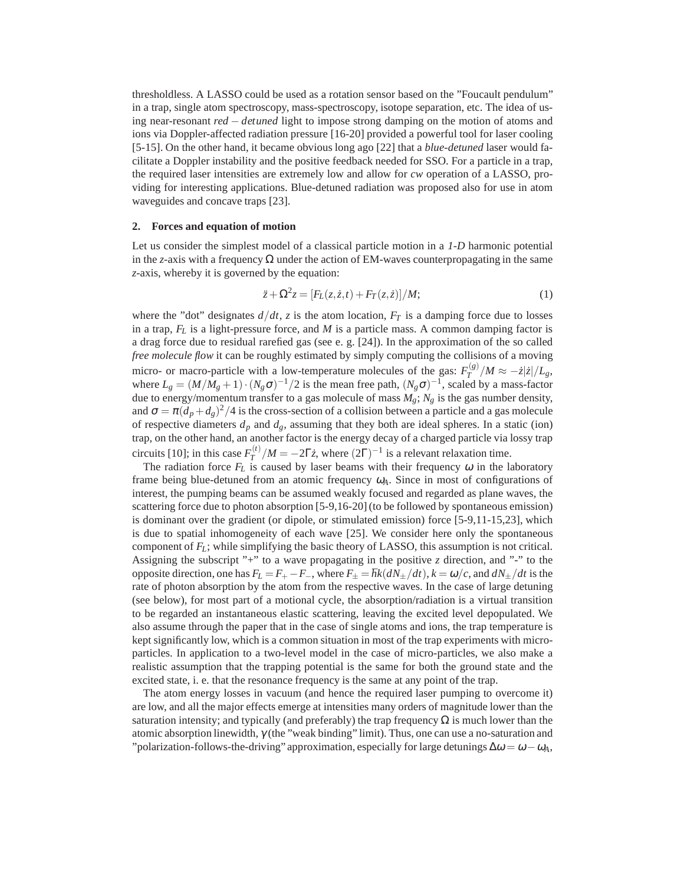thresholdless. A LASSO could be used as a rotation sensor based on the "Foucault pendulum" in a trap, single atom spectroscopy, mass-spectroscopy, isotope separation, etc. The idea of using near-resonant *red – detuned* light to impose strong damping on the motion of atoms and ions via Doppler-affected radiation pressure [16-20] provided a powerful tool for laser cooling [5-15]. On the other hand, it became obvious long ago [22] that a *blue-detuned* laser would facilitate a Doppler instability and the positive feedback needed for SSO. For a particle in a trap, the required laser intensities are extremely low and allow for *cw* operation of a LASSO, providing for interesting applications. Blue-detuned radiation was proposed also for use in atom waveguides and concave traps [23].

## 2. Forces and equation of motion

Let us consider the simplest model of a classical particle motion in a *1-D* harmonic potential in the *z*-axis with a frequency $\Omega$ under the action of EM-waves counterpropagating in the same *z*-axis, whereby it is governed by the equation:

$$\ddot{z} + \Omega^2 z = [F_L(z, \dot{z}, t) + F_T(z, \dot{z})]/M; \tag{1}$$

where the "dot" designates $d/dt$, $z$ is the atom location, $F_T$ is a damping force due to losses in a trap, $F_L$ is a light-pressure force, and $M$ is a particle mass. A common damping factor is a drag force due to residual rarefied gas (see e. g. [24]). In the approximation of the so called *free molecule flow* it can be roughly estimated by simply computing the collisions of a moving micro- or macro-particle with a low-temperature molecules of the gas: $F_T^{(g)}/M \approx -\dot{z}|\dot{z}|/L_g$, where $L_g = (M/M_g + 1) \cdot (N_g \sigma)^{-1}/2$ is the mean free path, $(N_g \sigma)^{-1}$, scaled by a mass-factor due to energy/momentum transfer to a gas molecule of mass $M_g$; $N_g$ is the gas number density, and $\sigma = \pi(d_p + d_g)^2/4$ is the cross-section of a collision between a particle and a gas molecule of respective diameters $d_p$ and $d_g$, assuming that they both are ideal spheres. In a static (ion) trap, on the other hand, an another factor is the energy decay of a charged particle via lossy trap circuits [10]; in this case $F_T^{(t)}/M = -2\Gamma\dot{z}$, where $(2\Gamma)^{-1}$ is a relevant relaxation time.

The radiation force $F_L$ is caused by laser beams with their frequency $\omega$ in the laboratory frame being blue-detuned from an atomic frequency $\omega_A$. Since in most of configurations of interest, the pumping beams can be assumed weakly focused and regarded as plane waves, the scattering force due to photon absorption [5-9,16-20] (to be followed by spontaneous emission) is dominant over the gradient (or dipole, or stimulated emission) force [5-9,11-15,23], which is due to spatial inhomogeneity of each wave [25]. We consider here only the spontaneous component of $F_L$; while simplifying the basic theory of LASSO, this assumption is not critical. Assigning the subscript "+" to a wave propagating in the positive $z$ direction, and "-" to the opposite direction, one has $F_L = F_+ - F_-$, where $F_\pm = \hbar k(dN_\pm/dt)$, $k = \omega/c$, and $dN_\pm/dt$ is the rate of photon absorption by the atom from the respective waves. In the case of large detuning (see below), for most part of a motional cycle, the absorption/radiation is a virtual transition to be regarded an instantaneous elastic scattering, leaving the excited level depopulated. We also assume through the paper that in the case of single atoms and ions, the trap temperature is kept significantly low, which is a common situation in most of the trap experiments with micro-particles. In application to a two-level model in the case of micro-particles, we also make a realistic assumption that the trapping potential is the same for both the ground state and the excited state, i. e. that the resonance frequency is the same at any point of the trap.

The atom energy losses in vacuum (and hence the required laser pumping to overcome it) are low, and all the major effects emerge at intensities many orders of magnitude lower than the saturation intensity; and typically (and preferably) the trap frequency $\Omega$ is much lower than the atomic absorption linewidth, $\gamma$ (the "weak binding" limit). Thus, one can use a no-saturation and "polarization-follows-the-driving" approximation, especially for large detunings $\Delta\omega = \omega - \omega_A$,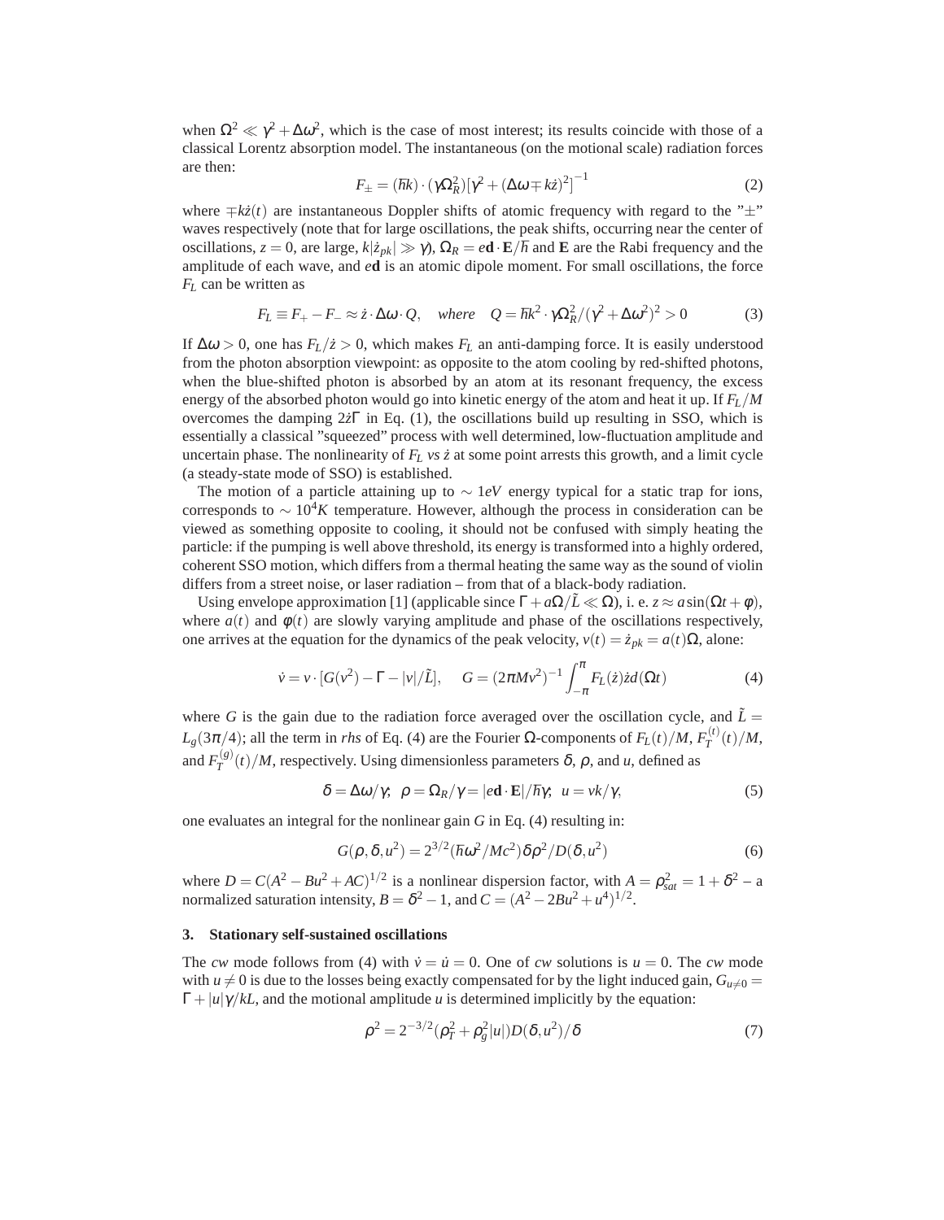when $\Omega^2 \ll \gamma^2 + \Delta\omega^2$, which is the case of most interest; its results coincide with those of a classical Lorentz absorption model. The instantaneous (on the motional scale) radiation forces are then:

$$F_{\pm} = (\hbar k) \cdot (\gamma \Omega_R^2) \left[ \gamma^2 + (\Delta\omega \mp k\dot{z})^2 \right]^{-1} \tag{2}$$

where $\mp k\dot{z}(t)$ are instantaneous Doppler shifts of atomic frequency with regard to the "$\pm$" waves respectively (note that for large oscillations, the peak shifts, occurring near the center of oscillations, $z = 0$, are large, $k|\dot{z}_{pk}| \gg \gamma$), $\Omega_R = e\mathbf{d} \cdot \mathbf{E}/\hbar$ and $\mathbf{E}$ are the Rabi frequency and the amplitude of each wave, and $e\mathbf{d}$ is an atomic dipole moment. For small oscillations, the force $F_L$ can be written as

$$F_L \equiv F_+ - F_- \approx \dot{z} \cdot \Delta\omega \cdot Q, \quad where \quad Q = \hbar k^2 \cdot \gamma \Omega_R^2 / (\gamma^2 + \Delta\omega^2)^2 > 0 \tag{3}$$

If $\Delta\omega > 0$, one has $F_L/\dot{z} > 0$, which makes $F_L$ an anti-damping force. It is easily understood from the photon absorption viewpoint: as opposite to the atom cooling by red-shifted photons, when the blue-shifted photon is absorbed by an atom at its resonant frequency, the excess energy of the absorbed photon would go into kinetic energy of the atom and heat it up. If $F_L/M$ overcomes the damping $2\dot{z}\Gamma$ in Eq. (1), the oscillations build up resulting in SSO, which is essentially a classical "squeezed" process with well determined, low-fluctuation amplitude and uncertain phase. The nonlinearity of $F_L$ *vs* $\dot{z}$ at some point arrests this growth, and a limit cycle (a steady-state mode of SSO) is established.

The motion of a particle attaining up to $\sim 1eV$ energy typical for a static trap for ions, corresponds to $\sim 10^4 K$ temperature. However, although the process in consideration can be viewed as something opposite to cooling, it should not be confused with simply heating the particle: if the pumping is well above threshold, its energy is transformed into a highly ordered, coherent SSO motion, which differs from a thermal heating the same way as the sound of violin differs from a street noise, or laser radiation – from that of a black-body radiation.

Using envelope approximation [1] (applicable since $\Gamma + a\Omega/\tilde{L} \ll \Omega$), i. e. $z \approx a\sin(\Omega t + \phi)$, where $a(t)$ and $\phi(t)$ are slowly varying amplitude and phase of the oscillations respectively, one arrives at the equation for the dynamics of the peak velocity, $v(t) = \dot{z}_{pk} = a(t)\Omega$, alone:

$$\dot{v} = v \cdot [G(v^2) - \Gamma - |v|/\tilde{L}], \quad G = (2\pi M v^2)^{-1} \int_{-\pi}^{\pi} F_L(\dot{z}) \dot{z} d(\Omega t) \tag{4}$$

where $G$ is the gain due to the radiation force averaged over the oscillation cycle, and $\tilde{L} = L_g(3\pi/4)$; all the term in *rhs* of Eq. (4) are the Fourier $\Omega$-components of $F_L(t)/M$, $F_T^{(t)}(t)/M$, and $F_T^{(g)}(t)/M$, respectively. Using dimensionless parameters $\delta$, $\rho$, and $u$, defined as

$$\delta = \Delta\omega/\gamma; \ \ \rho = \Omega_R/\gamma = |e\mathbf{d} \cdot \mathbf{E}|/\hbar\gamma; \ \ u = vk/\gamma, \tag{5}$$

one evaluates an integral for the nonlinear gain $G$ in Eq. (4) resulting in:

$$G(\rho, \delta, u^2) = 2^{3/2} (\hbar\omega^2/Mc^2) \delta \rho^2 / D(\delta, u^2) \tag{6}$$

where $D = C(A^2 - Bu^2 + AC)^{1/2}$ is a nonlinear dispersion factor, with $A = \rho_{sat}^2 = 1 + \delta^2$ – a normalized saturation intensity, $B = \delta^2 - 1$, and $C = (A^2 - 2Bu^2 + u^4)^{1/2}$.

### 3. Stationary self-sustained oscillations

The *cw* mode follows from (4) with $\dot{v} = \dot{u} = 0$. One of *cw* solutions is $u = 0$. The *cw* mode with $u \neq 0$ is due to the losses being exactly compensated for by the light induced gain, $G_{u \neq 0} = \Gamma + |u|\gamma/kL$, and the motional amplitude $u$ is determined implicitly by the equation:

$$\rho^2 = 2^{-3/2} (\rho_T^2 + \rho_g^2 |u|) D(\delta, u^2)/\delta \tag{7}$$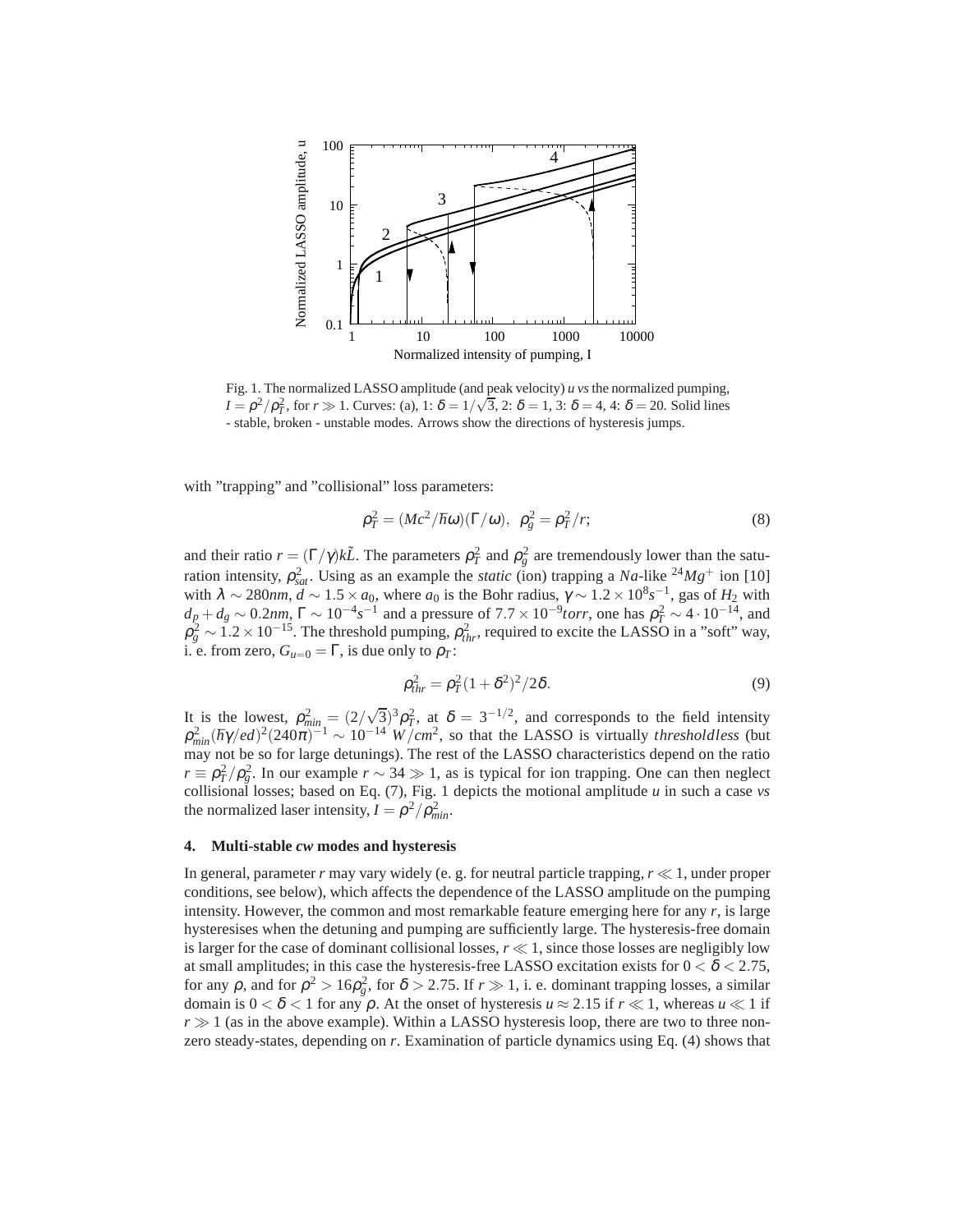Fig. 1. The normalized LASSO amplitude (and peak velocity) $u$ *vs* the normalized pumping, $I = \rho^2/\rho_T^2$, for $r \gg 1$. Curves: (a), 1: $\delta = 1/\sqrt{3}$, 2: $\delta = 1$, 3: $\delta = 4$, 4: $\delta = 20$. Solid lines - stable, broken - unstable modes. Arrows show the directions of hysteresis jumps.

with "trapping" and "collisional" loss parameters:

$$\rho_T^2 = (Mc^2/\hbar\omega)(\Gamma/\omega), \quad \rho_g^2 = \rho_T^2/r; \tag{8}$$

and their ratio $r = (\Gamma/\gamma)k\tilde{L}$. The parameters $\rho_T^2$ and $\rho_g^2$ are tremendously lower than the saturation intensity, $\rho_{sat}^2$. Using as an example the *static* (ion) trapping a *Na*-like $^{24}Mg^+$ ion [10] with $\lambda \sim 280nm$, $d \sim 1.5 \times a_0$, where $a_0$ is the Bohr radius, $\gamma \sim 1.2 \times 10^8 s^{-1}$, gas of $H_2$ with $d_p + d_g \sim 0.2nm$, $\Gamma \sim 10^{-4}s^{-1}$ and a pressure of $7.7 \times 10^{-9} torr$, one has $\rho_T^2 \sim 4 \cdot 10^{-14}$, and $\rho_g^2 \sim 1.2 \times 10^{-15}$. The threshold pumping, $\rho_{thr}^2$, required to excite the LASSO in a "soft" way, i. e. from zero, $G_{u=0} = \Gamma$, is due only to $\rho_T$:

$$\rho_{thr}^2 = \rho_T^2(1+\delta^2)^2/2\delta. \tag{9}$$

It is the lowest, $\rho_{min}^2 = (2/\sqrt{3})^3\rho_T^2$, at $\delta = 3^{-1/2}$, and corresponds to the field intensity $\rho_{min}^2(\hbar\gamma/ed)^2(240\pi)^{-1} \sim 10^{-14}\ W/cm^2$, so that the LASSO is virtually *thresholdless* (but may not be so for large detunings). The rest of the LASSO characteristics depend on the ratio $r \equiv \rho_T^2/\rho_g^2$. In our example $r \sim 34 \gg 1$, as is typical for ion trapping. One can then neglect collisional losses; based on Eq. (7), Fig. 1 depicts the motional amplitude $u$ in such a case *vs* the normalized laser intensity, $I = \rho^2/\rho_{min}^2$.

#### 4. Multi-stable *cw* modes and hysteresis

In general, parameter $r$ may vary widely (e. g. for neutral particle trapping, $r \ll 1$, under proper conditions, see below), which affects the dependence of the LASSO amplitude on the pumping intensity. However, the common and most remarkable feature emerging here for any $r$, is large hysteresises when the detuning and pumping are sufficiently large. The hysteresis-free domain is larger for the case of dominant collisional losses, $r \ll 1$, since those losses are negligibly low at small amplitudes; in this case the hysteresis-free LASSO excitation exists for $0 < \delta < 2.75$, for any $\rho$, and for $\rho^2 > 16\rho_g^2$, for $\delta > 2.75$. If $r \gg 1$, i. e. dominant trapping losses, a similar domain is $0 < \delta < 1$ for any $\rho$. At the onset of hysteresis $u \approx 2.15$ if $r \ll 1$, whereas $u \ll 1$ if $r \gg 1$ (as in the above example). Within a LASSO hysteresis loop, there are two to three non-zero steady-states, depending on $r$. Examination of particle dynamics using Eq. (4) shows that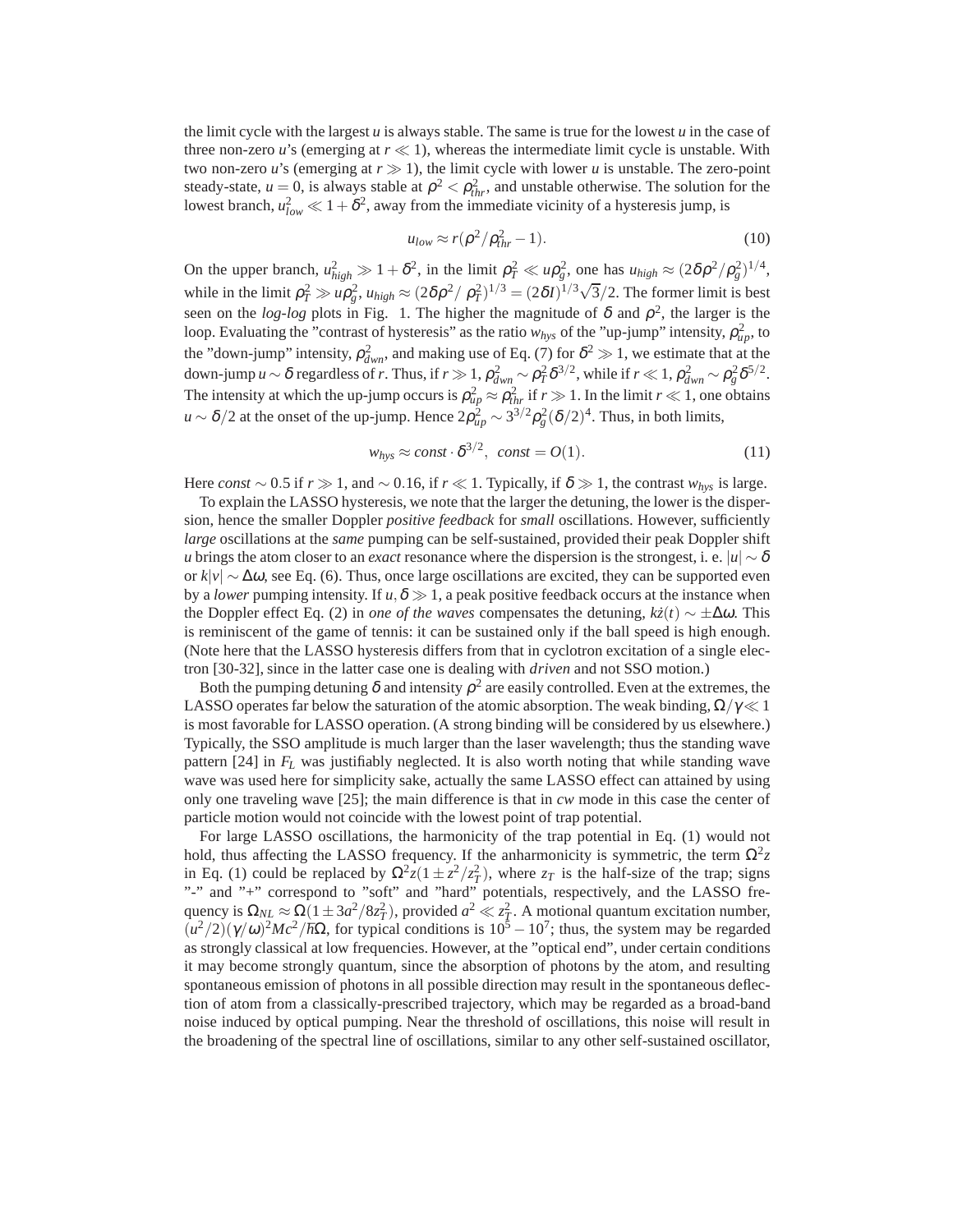the limit cycle with the largest $u$ is always stable. The same is true for the lowest $u$ in the case of three non-zero $u$'s (emerging at $r \ll 1$), whereas the intermediate limit cycle is unstable. With two non-zero $u$'s (emerging at $r \gg 1$), the limit cycle with lower $u$ is unstable. The zero-point steady-state, $u = 0$, is always stable at $\rho^2 < \rho_{thr}^2$, and unstable otherwise. The solution for the lowest branch, $u_{low}^2 \ll 1 + \delta^2$, away from the immediate vicinity of a hysteresis jump, is

$$u_{low} \approx r(\rho^2/\rho_{thr}^2 - 1). \tag{10}$$

On the upper branch, $u_{high}^2 \gg 1 + \delta^2$, in the limit $\rho_T^2 \ll u\rho_g^2$, one has $u_{high} \approx (2\delta\rho^2/\rho_g^2)^{1/4}$, while in the limit $\rho_T^2 \gg u\rho_g^2$, $u_{high} \approx (2\delta\rho^2/\,\rho_T^2)^{1/3} = (2\delta I)^{1/3}\sqrt{3}/2$. The former limit is best seen on the *log-log* plots in Fig. 1. The higher the magnitude of $\delta$ and $\rho^2$, the larger is the loop. Evaluating the "contrast of hysteresis" as the ratio $w_{hys}$ of the "up-jump" intensity, $\rho_{up}^2$, to the "down-jump" intensity, $\rho_{dwn}^2$, and making use of Eq. (7) for $\delta^2 \gg 1$, we estimate that at the down-jump $u \sim \delta$ regardless of $r$. Thus, if $r \gg 1$, $\rho_{dwn}^2 \sim \rho_T^2\delta^{3/2}$, while if $r \ll 1$, $\rho_{dwn}^2 \sim \rho_g^2\delta^{5/2}$. The intensity at which the up-jump occurs is $\rho_{up}^2 \approx \rho_{thr}^2$ if $r \gg 1$. In the limit $r \ll 1$, one obtains $u \sim \delta/2$ at the onset of the up-jump. Hence $2\rho_{up}^2 \sim 3^{3/2}\rho_g^2(\delta/2)^4$. Thus, in both limits,

$$w_{hys} \approx const \cdot \delta^{3/2}, \;\; const = O(1). \tag{11}$$

Here $const \sim 0.5$ if $r \gg 1$, and $\sim 0.16$, if $r \ll 1$. Typically, if $\delta \gg 1$, the contrast $w_{hys}$ is large.

To explain the LASSO hysteresis, we note that the larger the detuning, the lower is the dispersion, hence the smaller Doppler *positive feedback* for *small* oscillations. However, sufficiently *large* oscillations at the *same* pumping can be self-sustained, provided their peak Doppler shift $u$ brings the atom closer to an *exact* resonance where the dispersion is the strongest, i. e. $|u| \sim \delta$ or $k|v| \sim \Delta\omega$, see Eq. (6). Thus, once large oscillations are excited, they can be supported even by a *lower* pumping intensity. If $u, \delta \gg 1$, a peak positive feedback occurs at the instance when the Doppler effect Eq. (2) in *one of the waves* compensates the detuning, $k\dot{z}(t) \sim \pm\Delta\omega$. This is reminiscent of the game of tennis: it can be sustained only if the ball speed is high enough. (Note here that the LASSO hysteresis differs from that in cyclotron excitation of a single electron [30-32], since in the latter case one is dealing with *driven* and not SSO motion.)

Both the pumping detuning $\delta$ and intensity $\rho^2$ are easily controlled. Even at the extremes, the LASSO operates far below the saturation of the atomic absorption. The weak binding, $\Omega/\gamma \ll 1$ is most favorable for LASSO operation. (A strong binding will be considered by us elsewhere.) Typically, the SSO amplitude is much larger than the laser wavelength; thus the standing wave pattern [24] in $F_L$ was justifiably neglected. It is also worth noting that while standing wave wave was used here for simplicity sake, actually the same LASSO effect can attained by using only one traveling wave [25]; the main difference is that in *cw* mode in this case the center of particle motion would not coincide with the lowest point of trap potential.

For large LASSO oscillations, the harmonicity of the trap potential in Eq. (1) would not hold, thus affecting the LASSO frequency. If the anharmonicity is symmetric, the term $\Omega^2 z$ in Eq. (1) could be replaced by $\Omega^2 z(1 \pm z^2/z_T^2)$, where $z_T$ is the half-size of the trap; signs "-" and "+" correspond to "soft" and "hard" potentials, respectively, and the LASSO frequency is $\Omega_{NL} \approx \Omega(1 \pm 3a^2/8z_T^2)$, provided $a^2 \ll z_T^2$. A motional quantum excitation number, $(u^2/2)(\gamma/\omega)^2 Mc^2/\hbar\Omega$, for typical conditions is $10^5 - 10^7$; thus, the system may be regarded as strongly classical at low frequencies. However, at the "optical end", under certain conditions it may become strongly quantum, since the absorption of photons by the atom, and resulting spontaneous emission of photons in all possible direction may result in the spontaneous deflection of atom from a classically-prescribed trajectory, which may be regarded as a broad-band noise induced by optical pumping. Near the threshold of oscillations, this noise will result in the broadening of the spectral line of oscillations, similar to any other self-sustained oscillator,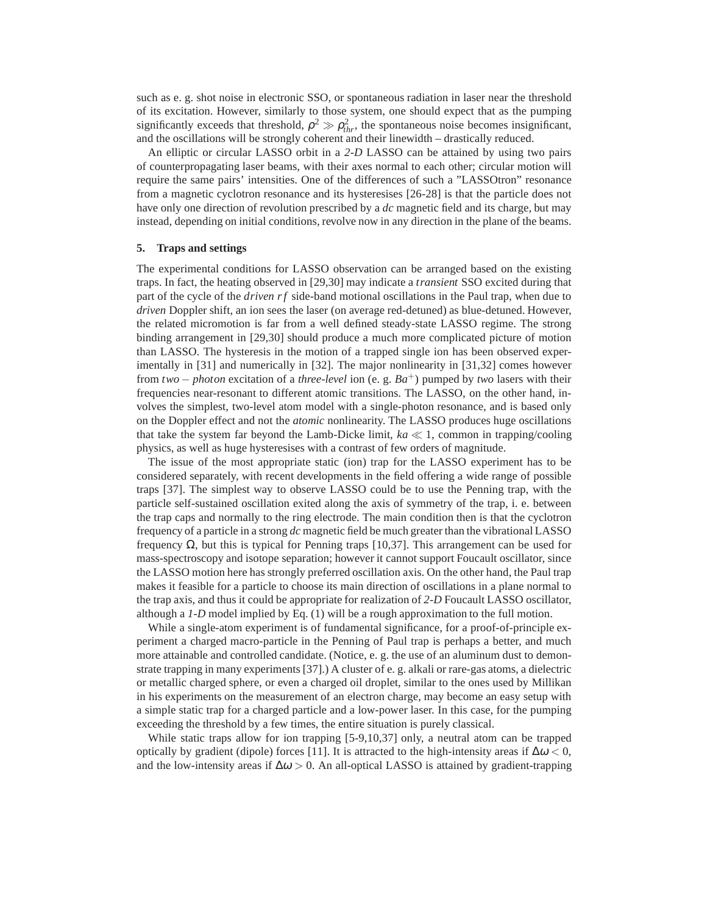such as e. g. shot noise in electronic SSO, or spontaneous radiation in laser near the threshold of its excitation. However, similarly to those system, one should expect that as the pumping significantly exceeds that threshold, $\rho^2 \gg \rho_{thr}^2$, the spontaneous noise becomes insignificant, and the oscillations will be strongly coherent and their linewidth – drastically reduced.

An elliptic or circular LASSO orbit in a *2-D* LASSO can be attained by using two pairs of counterpropagating laser beams, with their axes normal to each other; circular motion will require the same pairs' intensities. One of the differences of such a "LASSOtron" resonance from a magnetic cyclotron resonance and its hysteresises [26-28] is that the particle does not have only one direction of revolution prescribed by a *dc* magnetic field and its charge, but may instead, depending on initial conditions, revolve now in any direction in the plane of the beams.

## 5. Traps and settings

The experimental conditions for LASSO observation can be arranged based on the existing traps. In fact, the heating observed in [29,30] may indicate a *transient* SSO excited during that part of the cycle of the *driven* $rf$ side-band motional oscillations in the Paul trap, when due to *driven* Doppler shift, an ion sees the laser (on average red-detuned) as blue-detuned. However, the related micromotion is far from a well defined steady-state LASSO regime. The strong binding arrangement in [29,30] should produce a much more complicated picture of motion than LASSO. The hysteresis in the motion of a trapped single ion has been observed experimentally in [31] and numerically in [32]. The major nonlinearity in [31,32] comes however from $two-photon$ excitation of a *three-level* ion (e. g. $Ba^+$) pumped by *two* lasers with their frequencies near-resonant to different atomic transitions. The LASSO, on the other hand, involves the simplest, two-level atom model with a single-photon resonance, and is based only on the Doppler effect and not the *atomic* nonlinearity. The LASSO produces huge oscillations that take the system far beyond the Lamb-Dicke limit, $ka \ll 1$, common in trapping/cooling physics, as well as huge hysteresises with a contrast of few orders of magnitude.

The issue of the most appropriate static (ion) trap for the LASSO experiment has to be considered separately, with recent developments in the field offering a wide range of possible traps [37]. The simplest way to observe LASSO could be to use the Penning trap, with the particle self-sustained oscillation exited along the axis of symmetry of the trap, i. e. between the trap caps and normally to the ring electrode. The main condition then is that the cyclotron frequency of a particle in a strong *dc* magnetic field be much greater than the vibrational LASSO frequency $\Omega$, but this is typical for Penning traps [10,37]. This arrangement can be used for mass-spectroscopy and isotope separation; however it cannot support Foucault oscillator, since the LASSO motion here has strongly preferred oscillation axis. On the other hand, the Paul trap makes it feasible for a particle to choose its main direction of oscillations in a plane normal to the trap axis, and thus it could be appropriate for realization of *2-D* Foucault LASSO oscillator, although a *1-D* model implied by Eq. (1) will be a rough approximation to the full motion.

While a single-atom experiment is of fundamental significance, for a proof-of-principle experiment a charged macro-particle in the Penning of Paul trap is perhaps a better, and much more attainable and controlled candidate. (Notice, e. g. the use of an aluminum dust to demonstrate trapping in many experiments [37].) A cluster of e. g. alkali or rare-gas atoms, a dielectric or metallic charged sphere, or even a charged oil droplet, similar to the ones used by Millikan in his experiments on the measurement of an electron charge, may become an easy setup with a simple static trap for a charged particle and a low-power laser. In this case, for the pumping exceeding the threshold by a few times, the entire situation is purely classical.

While static traps allow for ion trapping [5-9,10,37] only, a neutral atom can be trapped optically by gradient (dipole) forces [11]. It is attracted to the high-intensity areas if $\Delta\omega < 0$, and the low-intensity areas if $\Delta\omega > 0$. An all-optical LASSO is attained by gradient-trapping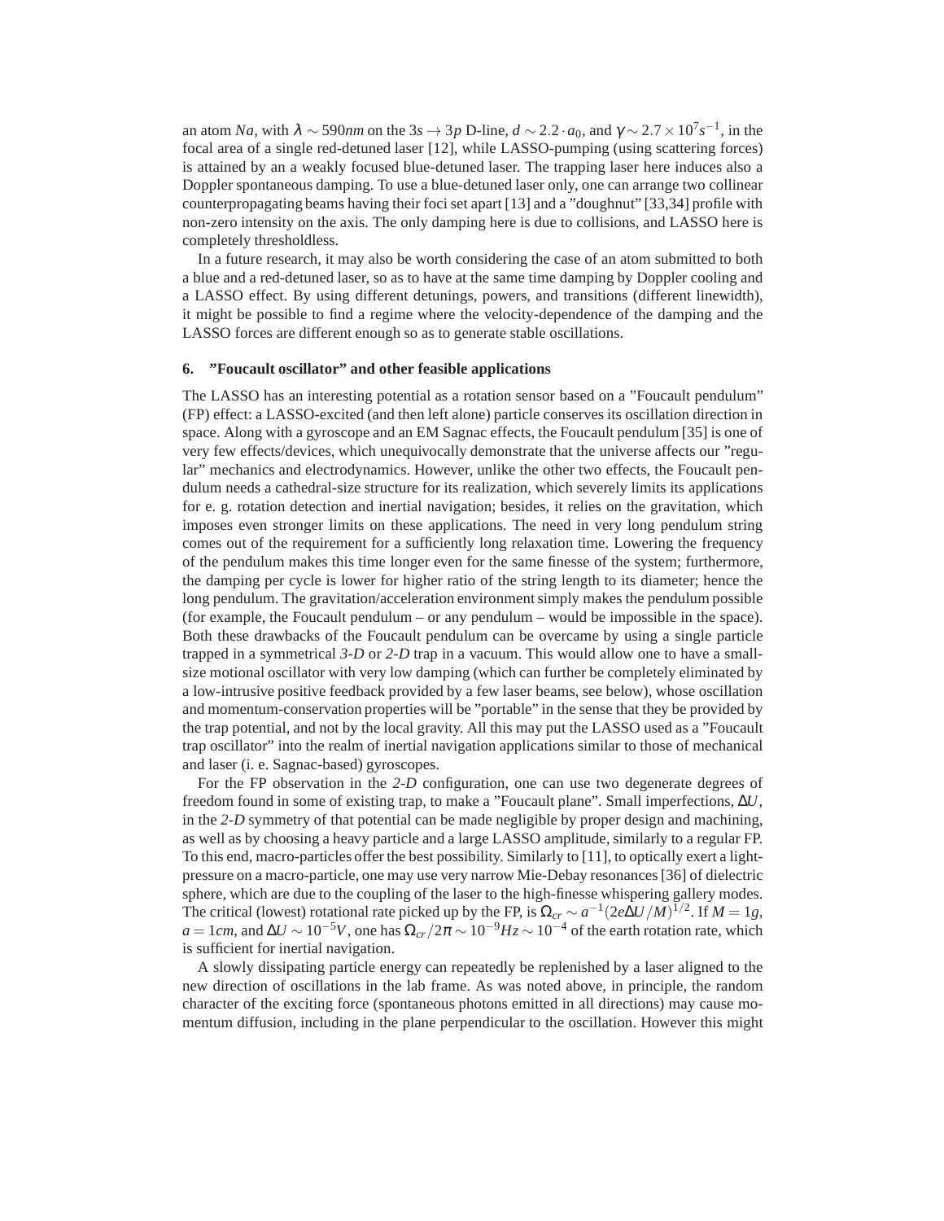an atom $Na$, with $\lambda \sim 590nm$ on the $3s \rightarrow 3p$ D-line, $d \sim 2.2 \cdot a_0$, and $\gamma \sim 2.7 \times 10^7 s^{-1}$, in the focal area of a single red-detuned laser [12], while LASSO-pumping (using scattering forces) is attained by an a weakly focused blue-detuned laser. The trapping laser here induces also a Doppler spontaneous damping. To use a blue-detuned laser only, one can arrange two collinear counterpropagating beams having their foci set apart [13] and a "doughnut" [33,34] profile with non-zero intensity on the axis. The only damping here is due to collisions, and LASSO here is completely thresholdless.

In a future research, it may also be worth considering the case of an atom submitted to both a blue and a red-detuned laser, so as to have at the same time damping by Doppler cooling and a LASSO effect. By using different detunings, powers, and transitions (different linewidth), it might be possible to find a regime where the velocity-dependence of the damping and the LASSO forces are different enough so as to generate stable oscillations.

## 6. "Foucault oscillator" and other feasible applications

The LASSO has an interesting potential as a rotation sensor based on a "Foucault pendulum" (FP) effect: a LASSO-excited (and then left alone) particle conserves its oscillation direction in space. Along with a gyroscope and an EM Sagnac effects, the Foucault pendulum [35] is one of very few effects/devices, which unequivocally demonstrate that the universe affects our "regular" mechanics and electrodynamics. However, unlike the other two effects, the Foucault pendulum needs a cathedral-size structure for its realization, which severely limits its applications for e. g. rotation detection and inertial navigation; besides, it relies on the gravitation, which imposes even stronger limits on these applications. The need in very long pendulum string comes out of the requirement for a sufficiently long relaxation time. Lowering the frequency of the pendulum makes this time longer even for the same finesse of the system; furthermore, the damping per cycle is lower for higher ratio of the string length to its diameter; hence the long pendulum. The gravitation/acceleration environment simply makes the pendulum possible (for example, the Foucault pendulum – or any pendulum – would be impossible in the space). Both these drawbacks of the Foucault pendulum can be overcame by using a single particle trapped in a symmetrical *3-D* or *2-D* trap in a vacuum. This would allow one to have a small-size motional oscillator with very low damping (which can further be completely eliminated by a low-intrusive positive feedback provided by a few laser beams, see below), whose oscillation and momentum-conservation properties will be "portable" in the sense that they be provided by the trap potential, and not by the local gravity. All this may put the LASSO used as a "Foucault trap oscillator" into the realm of inertial navigation applications similar to those of mechanical and laser (i. e. Sagnac-based) gyroscopes.

For the FP observation in the *2-D* configuration, one can use two degenerate degrees of freedom found in some of existing trap, to make a "Foucault plane". Small imperfections, $\Delta U$, in the *2-D* symmetry of that potential can be made negligible by proper design and machining, as well as by choosing a heavy particle and a large LASSO amplitude, similarly to a regular FP. To this end, macro-particles offer the best possibility. Similarly to [11], to optically exert a light-pressure on a macro-particle, one may use very narrow Mie-Debay resonances [36] of dielectric sphere, which are due to the coupling of the laser to the high-finesse whispering gallery modes. The critical (lowest) rotational rate picked up by the FP, is $\Omega_{cr} \sim a^{-1}(2e\Delta U/M)^{1/2}$. If $M = 1g$, $a = 1cm$, and $\Delta U \sim 10^{-5}V$, one has $\Omega_{cr}/2\pi \sim 10^{-9}Hz \sim 10^{-4}$ of the earth rotation rate, which is sufficient for inertial navigation.

A slowly dissipating particle energy can repeatedly be replenished by a laser aligned to the new direction of oscillations in the lab frame. As was noted above, in principle, the random character of the exciting force (spontaneous photons emitted in all directions) may cause momentum diffusion, including in the plane perpendicular to the oscillation. However this might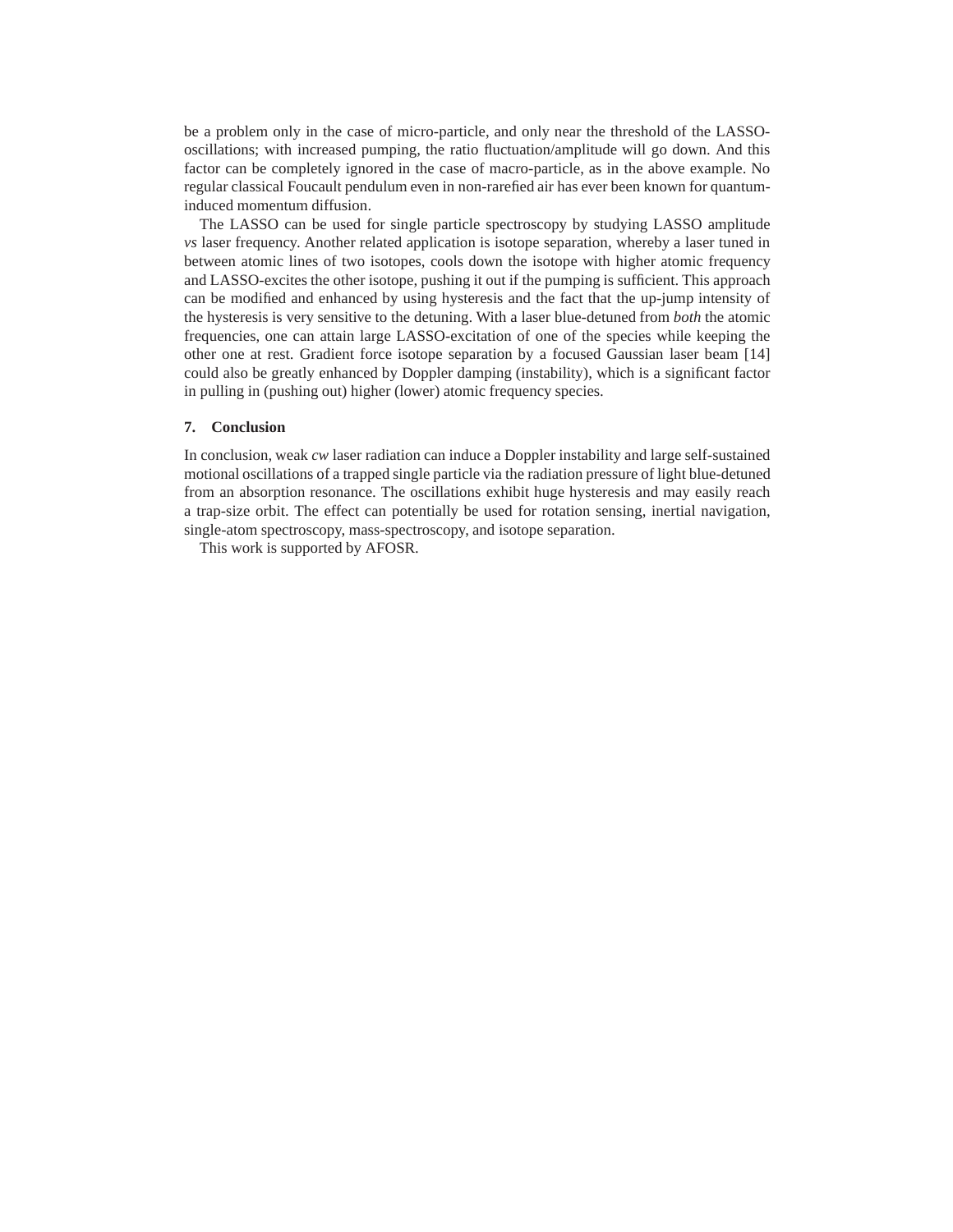be a problem only in the case of micro-particle, and only near the threshold of the LASSO-oscillations; with increased pumping, the ratio fluctuation/amplitude will go down. And this factor can be completely ignored in the case of macro-particle, as in the above example. No regular classical Foucault pendulum even in non-rarefied air has ever been known for quantum-induced momentum diffusion.

The LASSO can be used for single particle spectroscopy by studying LASSO amplitude *vs* laser frequency. Another related application is isotope separation, whereby a laser tuned in between atomic lines of two isotopes, cools down the isotope with higher atomic frequency and LASSO-excites the other isotope, pushing it out if the pumping is sufficient. This approach can be modified and enhanced by using hysteresis and the fact that the up-jump intensity of the hysteresis is very sensitive to the detuning. With a laser blue-detuned from *both* the atomic frequencies, one can attain large LASSO-excitation of one of the species while keeping the other one at rest. Gradient force isotope separation by a focused Gaussian laser beam [14] could also be greatly enhanced by Doppler damping (instability), which is a significant factor in pulling in (pushing out) higher (lower) atomic frequency species.

## 7. Conclusion

In conclusion, weak *cw* laser radiation can induce a Doppler instability and large self-sustained motional oscillations of a trapped single particle via the radiation pressure of light blue-detuned from an absorption resonance. The oscillations exhibit huge hysteresis and may easily reach a trap-size orbit. The effect can potentially be used for rotation sensing, inertial navigation, single-atom spectroscopy, mass-spectroscopy, and isotope separation.

This work is supported by AFOSR.